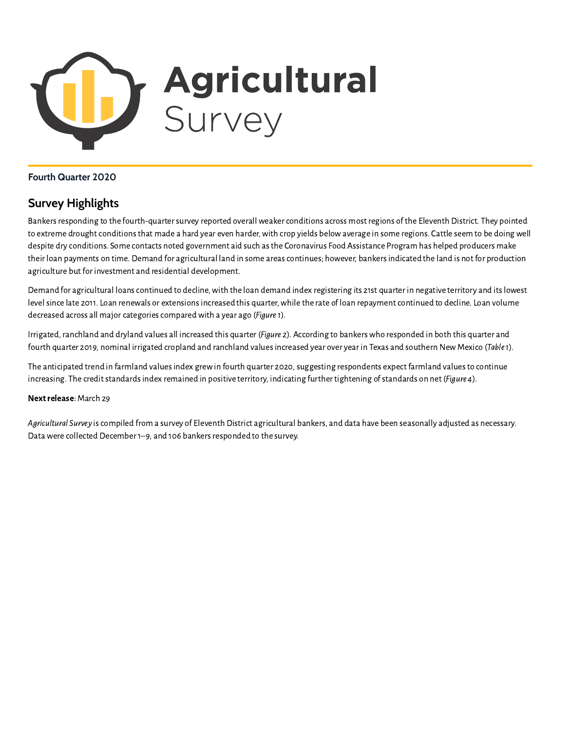# Agricultural Survey

**Fourth Quarter 2020**

## Survey Highlights

Bankers responding to the fourth-quarter survey reported overall weaker conditions across most regions of the Eleventh District. They pointed to extreme drought conditions that made a hard year even harder, with crop yields below average in some regions. Cattle seem to be doing well despite dry conditions. Some contacts noted government aid such as the Coronavirus Food Assistance Program has helped producers make their loan payments on time. Demand for agricultural land in some areas continues; however, bankers indicated the land is not for production agriculture but for investment and residential development.

Demand for agricultural loans continued to decline, with the loan demand index registering its 21st quarter in negative territory and its lowest level since late 2011. Loan renewals or extensions increased this quarter, while the rate of loan repayment continued to decline. Loan volume decreased across all major categories compared with a year ago (*Figure 1*).

Irrigated, ranchland and dryland values all increased this quarter (*Figure 2*). According to bankers who responded in both this quarter and fourth quarter 2019, nominal irrigated cropland and ranchland values increased year over year in Texas and southern New Mexico (*Table 1*).

The anticipated trend in farmland values index grew in fourth quarter 2020, suggesting respondents expect farmland values to continue increasing. The credit standards index remained in positive territory, indicating further tightening of standards on net (*Figure 4*).

**Next release**: March 29

*Agricultural Survey* is compiled from a survey of Eleventh District agricultural bankers, and data have been seasonally adjusted as necessary. Data were collected December 1–9, and 106 bankers responded to the survey.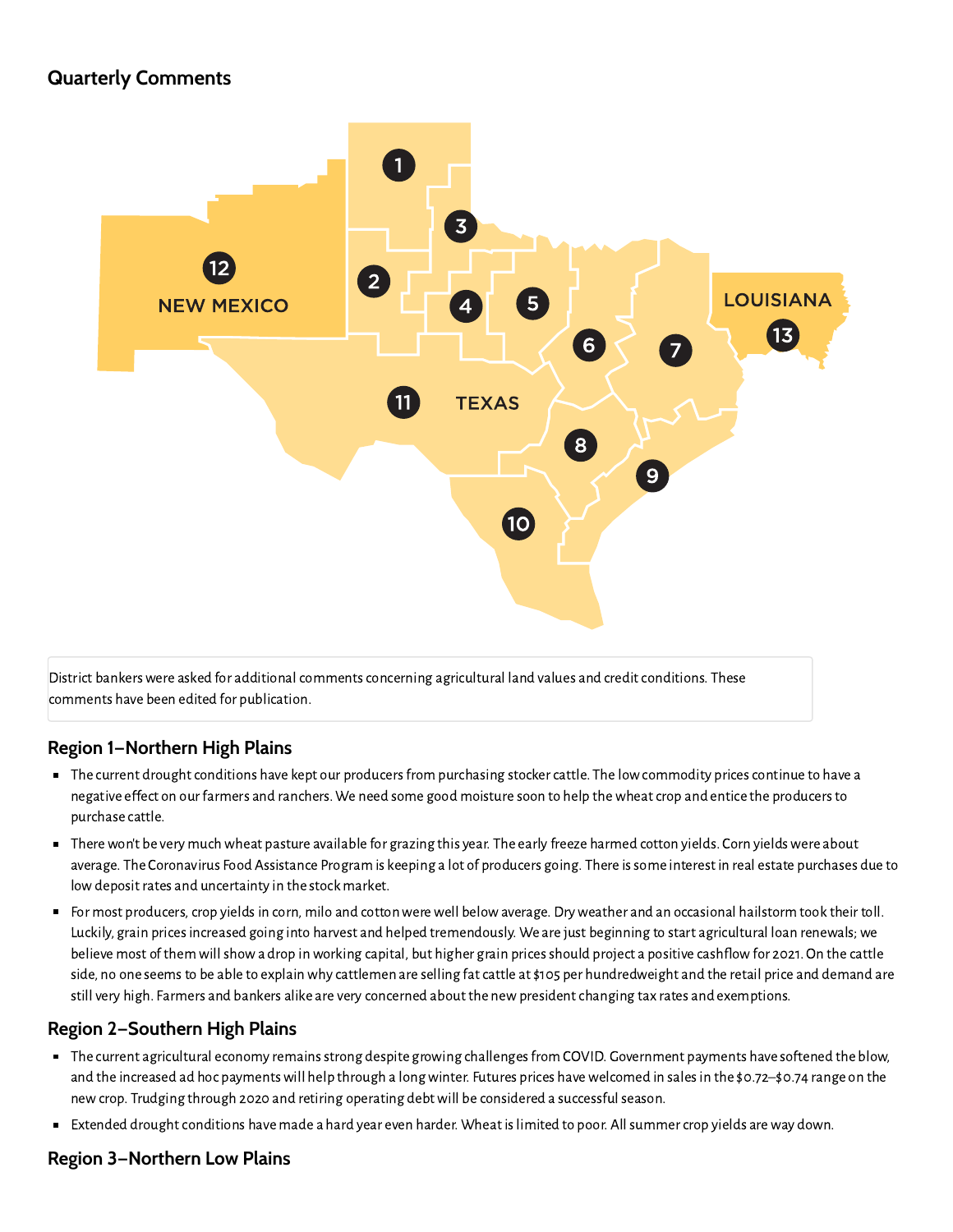## Quarterly Comments

NEW MEXICO
LOUISIANA
TEXAS
1
2
3
4
5
6
7
8
9
10
11
12
13

District bankers were asked for additional comments concerning agricultural land values and credit conditions. These comments have been edited for publication.

### Region 1–Northern High Plains

- The current drought conditions have kept our producers from purchasing stocker cattle. The low commodity prices continue to have a negative effect on our farmers and ranchers. We need some good moisture soon to help the wheat crop and entice the producers to purchase cattle.
- There won't be very much wheat pasture available for grazing this year. The early freeze harmed cotton yields. Corn yields were about average. The Coronavirus Food Assistance Program is keeping a lot of producers going. There is some interest in real estate purchases due to low deposit rates and uncertainty in the stock market.
- For most producers, crop yields in corn, milo and cotton were well below average. Dry weather and an occasional hailstorm took their toll. Luckily, grain prices increased going into harvest and helped tremendously. We are just beginning to start agricultural loan renewals; we believe most of them will show a drop in working capital, but higher grain prices should project a positive cashflow for 2021. On the cattle side, no one seems to be able to explain why cattlemen are selling fat cattle at $105 per hundredweight and the retail price and demand are still very high. Farmers and bankers alike are very concerned about the new president changing tax rates and exemptions.

### Region 2–Southern High Plains

- The current agricultural economy remains strong despite growing challenges from COVID. Government payments have softened the blow, and the increased ad hoc payments will help through a long winter. Futures prices have welcomed in sales in the $0.72–$0.74 range on the new crop. Trudging through 2020 and retiring operating debt will be considered a successful season.
- Extended drought conditions have made a hard year even harder. Wheat is limited to poor. All summer crop yields are way down.

### Region 3–Northern Low Plains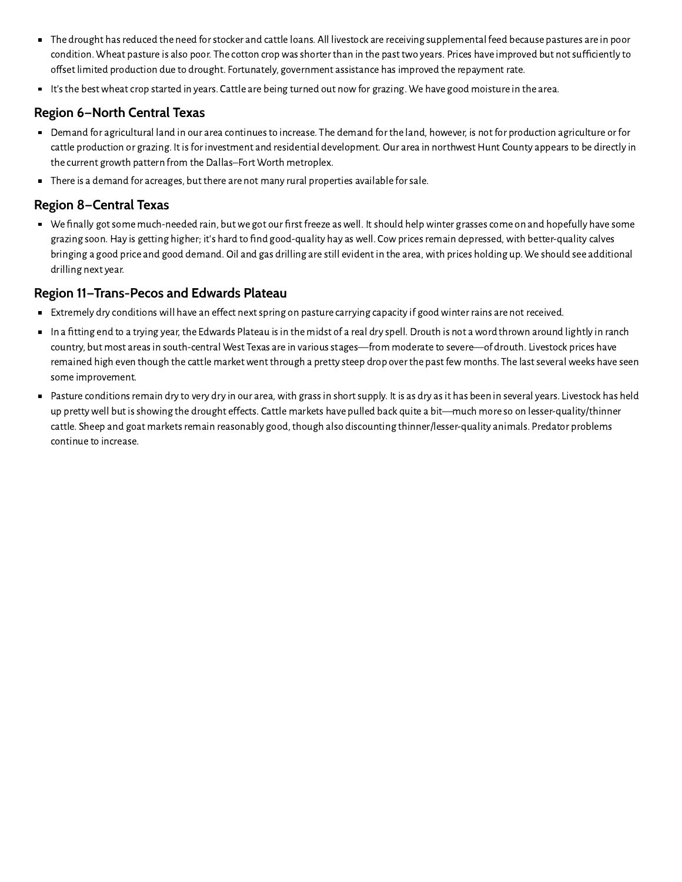- The drought has reduced the need for stocker and cattle loans. All livestock are receiving supplemental feed because pastures are in poor condition. Wheat pasture is also poor. The cotton crop was shorter than in the past two years. Prices have improved but not sufficiently to offset limited production due to drought. Fortunately, government assistance has improved the repayment rate.
- It's the best wheat crop started in years. Cattle are being turned out now for grazing. We have good moisture in the area.

## Region 6–North Central Texas

- Demand for agricultural land in our area continues to increase. The demand for the land, however, is not for production agriculture or for cattle production or grazing. It is for investment and residential development. Our area in northwest Hunt County appears to be directly in the current growth pattern from the Dallas–Fort Worth metroplex.
- There is a demand for acreages, but there are not many rural properties available for sale.

## Region 8–Central Texas

- We finally got some much-needed rain, but we got our first freeze as well. It should help winter grasses come on and hopefully have some grazing soon. Hay is getting higher; it's hard to find good-quality hay as well. Cow prices remain depressed, with better-quality calves bringing a good price and good demand. Oil and gas drilling are still evident in the area, with prices holding up. We should see additional drilling next year.

## Region 11–Trans-Pecos and Edwards Plateau

- Extremely dry conditions will have an effect next spring on pasture carrying capacity if good winter rains are not received.
- In a fitting end to a trying year, the Edwards Plateau is in the midst of a real dry spell. Drouth is not a word thrown around lightly in ranch country, but most areas in south-central West Texas are in various stages—from moderate to severe—of drouth. Livestock prices have remained high even though the cattle market went through a pretty steep drop over the past few months. The last several weeks have seen some improvement.
- Pasture conditions remain dry to very dry in our area, with grass in short supply. It is as dry as it has been in several years. Livestock has held up pretty well but is showing the drought effects. Cattle markets have pulled back quite a bit—much more so on lesser-quality/thinner cattle. Sheep and goat markets remain reasonably good, though also discounting thinner/lesser-quality animals. Predator problems continue to increase.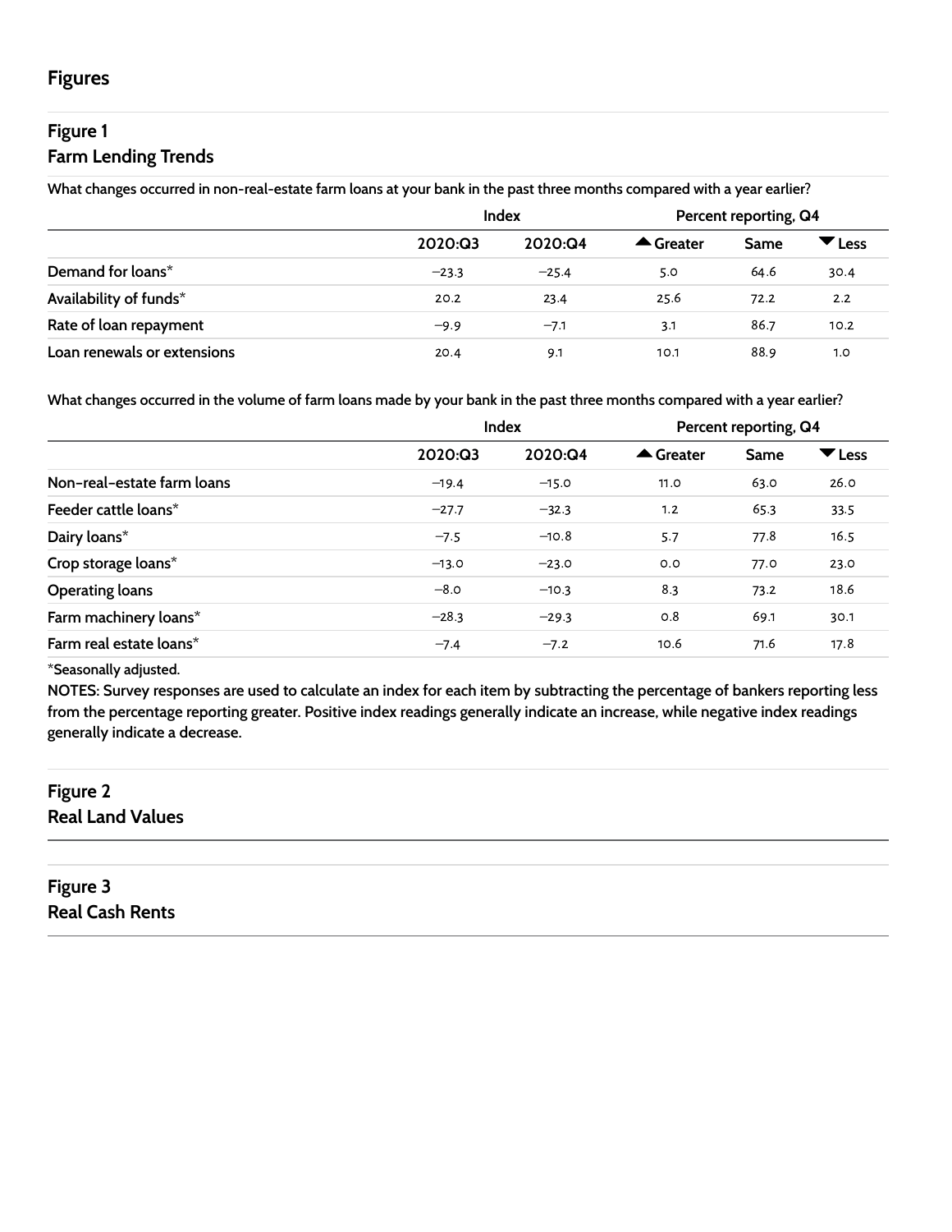## Figures

### Figure 1
### Farm Lending Trends

What changes occurred in non-real-estate farm loans at your bank in the past three months compared with a year earlier?

| | Index | | Percent reporting, Q4 | | |
|---|---|---|---|---|---|
| | 2020:Q3 | 2020:Q4 | ▲ Greater | Same | ▼ Less |
| Demand for loans* | −23.3 | −25.4 | 5.0 | 64.6 | 30.4 |
| Availability of funds* | 20.2 | 23.4 | 25.6 | 72.2 | 2.2 |
| Rate of loan repayment | −9.9 | −7.1 | 3.1 | 86.7 | 10.2 |
| Loan renewals or extensions | 20.4 | 9.1 | 10.1 | 88.9 | 1.0 |

What changes occurred in the volume of farm loans made by your bank in the past three months compared with a year earlier?

| | Index | | Percent reporting, Q4 | | |
|---|---|---|---|---|---|
| | 2020:Q3 | 2020:Q4 | ▲ Greater | Same | ▼ Less |
| Non-real-estate farm loans | −19.4 | −15.0 | 11.0 | 63.0 | 26.0 |
| Feeder cattle loans* | −27.7 | −32.3 | 1.2 | 65.3 | 33.5 |
| Dairy loans* | −7.5 | −10.8 | 5.7 | 77.8 | 16.5 |
| Crop storage loans* | −13.0 | −23.0 | 0.0 | 77.0 | 23.0 |
| Operating loans | −8.0 | −10.3 | 8.3 | 73.2 | 18.6 |
| Farm machinery loans* | −28.3 | −29.3 | 0.8 | 69.1 | 30.1 |
| Farm real estate loans* | −7.4 | −7.2 | 10.6 | 71.6 | 17.8 |

*Seasonally adjusted.

NOTES: Survey responses are used to calculate an index for each item by subtracting the percentage of bankers reporting less from the percentage reporting greater. Positive index readings generally indicate an increase, while negative index readings generally indicate a decrease.

### Figure 2
### Real Land Values

### Figure 3
### Real Cash Rents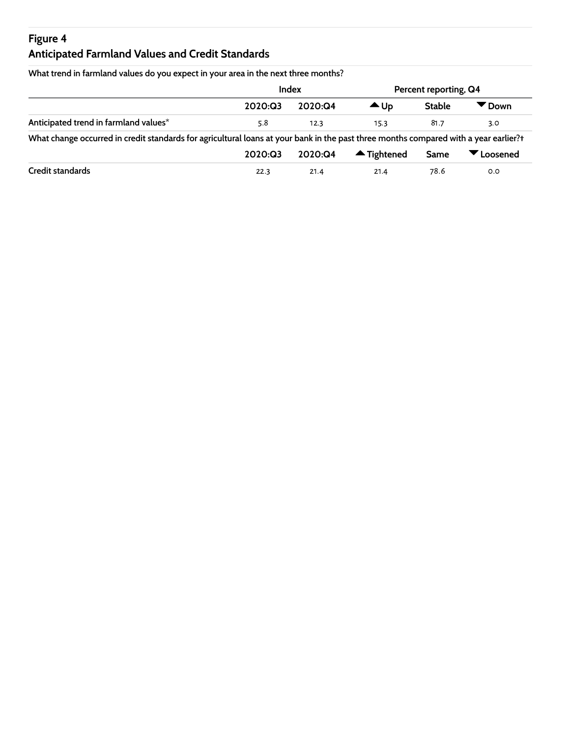**Figure 4**
**Anticipated Farmland Values and Credit Standards**

What trend in farmland values do you expect in your area in the next three months?

| | Index | | Percent reporting, Q4 | | |
|---|---|---|---|---|---|
| | 2020:Q3 | 2020:Q4 | ▲ Up | Stable | ▼ Down |
| Anticipated trend in farmland values* | 5.8 | 12.3 | 15.3 | 81.7 | 3.0 |

What change occurred in credit standards for agricultural loans at your bank in the past three months compared with a year earlier?†

| | 2020:Q3 | 2020:Q4 | ▲ Tightened | Same | ▼ Loosened |
|---|---|---|---|---|---|
| Credit standards | 22.3 | 21.4 | 21.4 | 78.6 | 0.0 |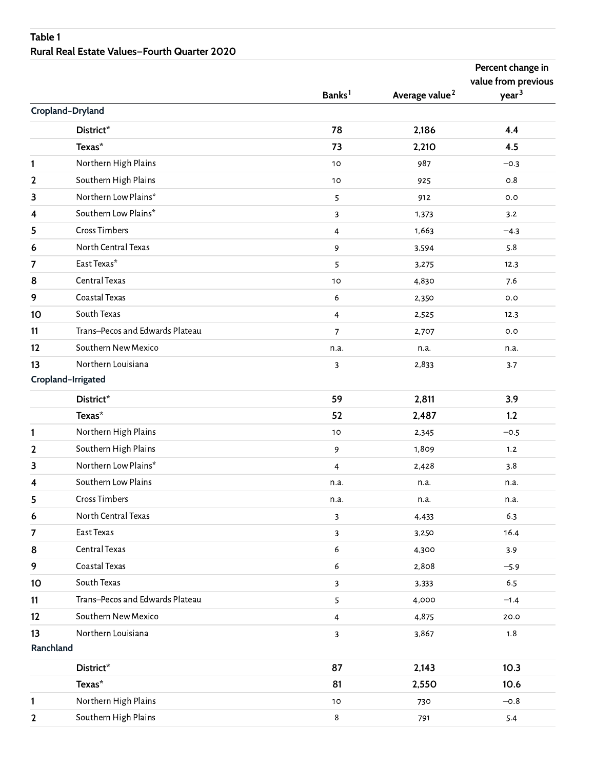**Table 1**
**Rural Real Estate Values–Fourth Quarter 2020**

| | | Banks[1] | Average value[2] | Percent change in value from previous year[3] |
|---|---|---|---|---|
| **Cropland–Dryland** | | | | |
| | **District*** | **78** | **2,186** | **4.4** |
| | **Texas*** | **73** | **2,210** | **4.5** |
| 1 | Northern High Plains | 10 | 987 | –0.3 |
| 2 | Southern High Plains | 10 | 925 | 0.8 |
| 3 | Northern Low Plains* | 5 | 912 | 0.0 |
| 4 | Southern Low Plains* | 3 | 1,373 | 3.2 |
| 5 | Cross Timbers | 4 | 1,663 | –4.3 |
| 6 | North Central Texas | 9 | 3,594 | 5.8 |
| 7 | East Texas* | 5 | 3,275 | 12.3 |
| 8 | Central Texas | 10 | 4,830 | 7.6 |
| 9 | Coastal Texas | 6 | 2,350 | 0.0 |
| 10 | South Texas | 4 | 2,525 | 12.3 |
| 11 | Trans–Pecos and Edwards Plateau | 7 | 2,707 | 0.0 |
| 12 | Southern New Mexico | n.a. | n.a. | n.a. |
| 13 | Northern Louisiana | 3 | 2,833 | 3.7 |
| **Cropland–Irrigated** | | | | |
| | **District*** | **59** | **2,811** | **3.9** |
| | **Texas*** | **52** | **2,487** | **1.2** |
| 1 | Northern High Plains | 10 | 2,345 | –0.5 |
| 2 | Southern High Plains | 9 | 1,809 | 1.2 |
| 3 | Northern Low Plains* | 4 | 2,428 | 3.8 |
| 4 | Southern Low Plains | n.a. | n.a. | n.a. |
| 5 | Cross Timbers | n.a. | n.a. | n.a. |
| 6 | North Central Texas | 3 | 4,433 | 6.3 |
| 7 | East Texas | 3 | 3,250 | 16.4 |
| 8 | Central Texas | 6 | 4,300 | 3.9 |
| 9 | Coastal Texas | 6 | 2,808 | –5.9 |
| 10 | South Texas | 3 | 3,333 | 6.5 |
| 11 | Trans–Pecos and Edwards Plateau | 5 | 4,000 | –1.4 |
| 12 | Southern New Mexico | 4 | 4,875 | 20.0 |
| 13 | Northern Louisiana | 3 | 3,867 | 1.8 |
| **Ranchland** | | | | |
| | **District*** | **87** | **2,143** | **10.3** |
| | **Texas*** | **81** | **2,550** | **10.6** |
| 1 | Northern High Plains | 10 | 730 | –0.8 |
| 2 | Southern High Plains | 8 | 791 | 5.4 |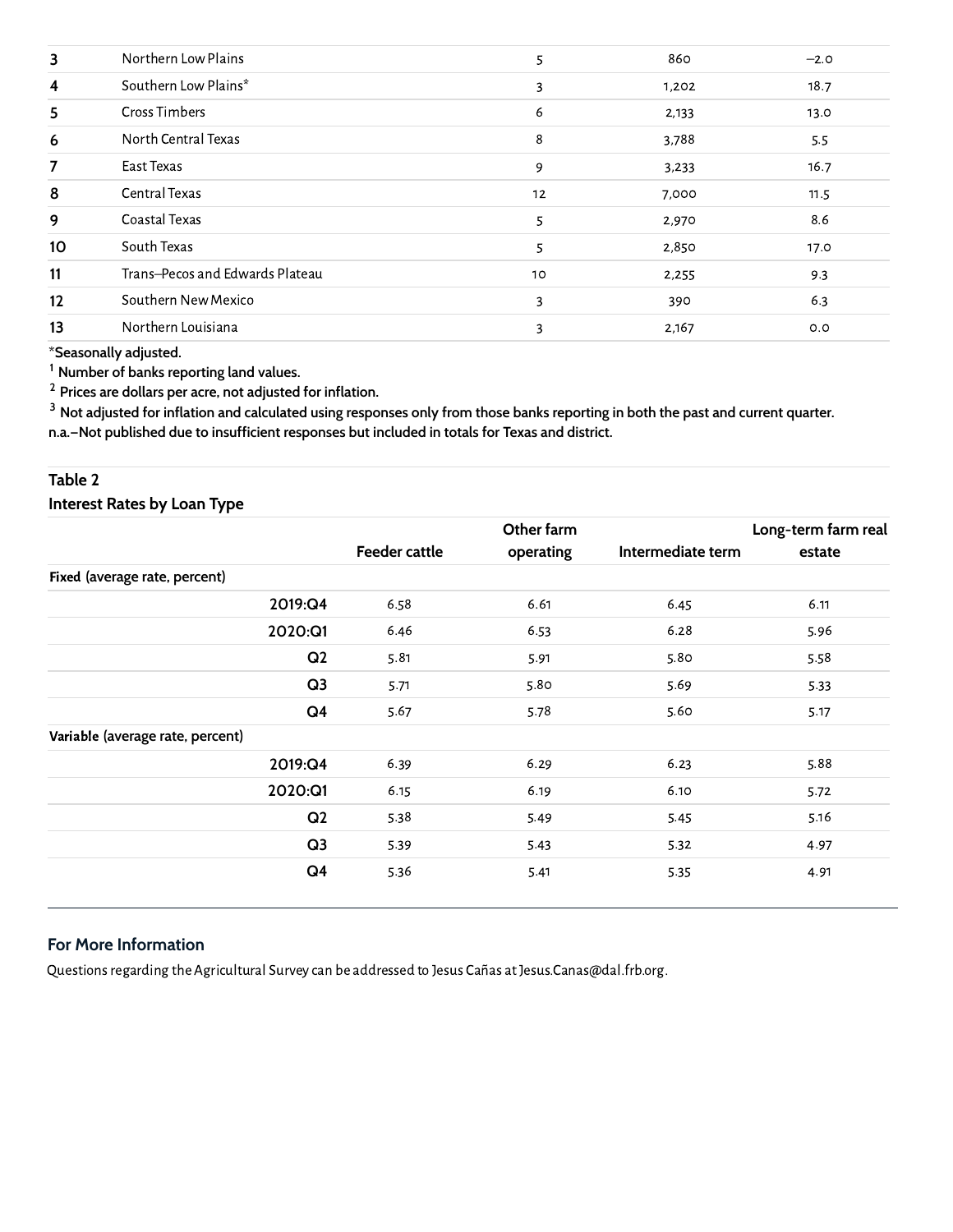| | | | | |
|---|---|---|---|---|
| 3 | Northern Low Plains | 5 | 860 | −2.0 |
| 4 | Southern Low Plains* | 3 | 1,202 | 18.7 |
| 5 | Cross Timbers | 6 | 2,133 | 13.0 |
| 6 | North Central Texas | 8 | 3,788 | 5.5 |
| 7 | East Texas | 9 | 3,233 | 16.7 |
| 8 | Central Texas | 12 | 7,000 | 11.5 |
| 9 | Coastal Texas | 5 | 2,970 | 8.6 |
| 10 | South Texas | 5 | 2,850 | 17.0 |
| 11 | Trans–Pecos and Edwards Plateau | 10 | 2,255 | 9.3 |
| 12 | Southern New Mexico | 3 | 390 | 6.3 |
| 13 | Northern Louisiana | 3 | 2,167 | 0.0 |

*Seasonally adjusted.

[1] Number of banks reporting land values.

[2] Prices are dollars per acre, not adjusted for inflation.

[3] Not adjusted for inflation and calculated using responses only from those banks reporting in both the past and current quarter.

n.a.–Not published due to insufficient responses but included in totals for Texas and district.

**Table 2**

**Interest Rates by Loan Type**

| | Feeder cattle | Other farm operating | Intermediate term | Long-term farm real estate |
|---|---|---|---|---|
| **Fixed** (average rate, percent) | | | | |
| 2019:Q4 | 6.58 | 6.61 | 6.45 | 6.11 |
| 2020:Q1 | 6.46 | 6.53 | 6.28 | 5.96 |
| Q2 | 5.81 | 5.91 | 5.80 | 5.58 |
| Q3 | 5.71 | 5.80 | 5.69 | 5.33 |
| Q4 | 5.67 | 5.78 | 5.60 | 5.17 |
| **Variable** (average rate, percent) | | | | |
| 2019:Q4 | 6.39 | 6.29 | 6.23 | 5.88 |
| 2020:Q1 | 6.15 | 6.19 | 6.10 | 5.72 |
| Q2 | 5.38 | 5.49 | 5.45 | 5.16 |
| Q3 | 5.39 | 5.43 | 5.32 | 4.97 |
| Q4 | 5.36 | 5.41 | 5.35 | 4.91 |

## For More Information

Questions regarding the Agricultural Survey can be addressed to Jesus Cañas at Jesus.Canas@dal.frb.org.